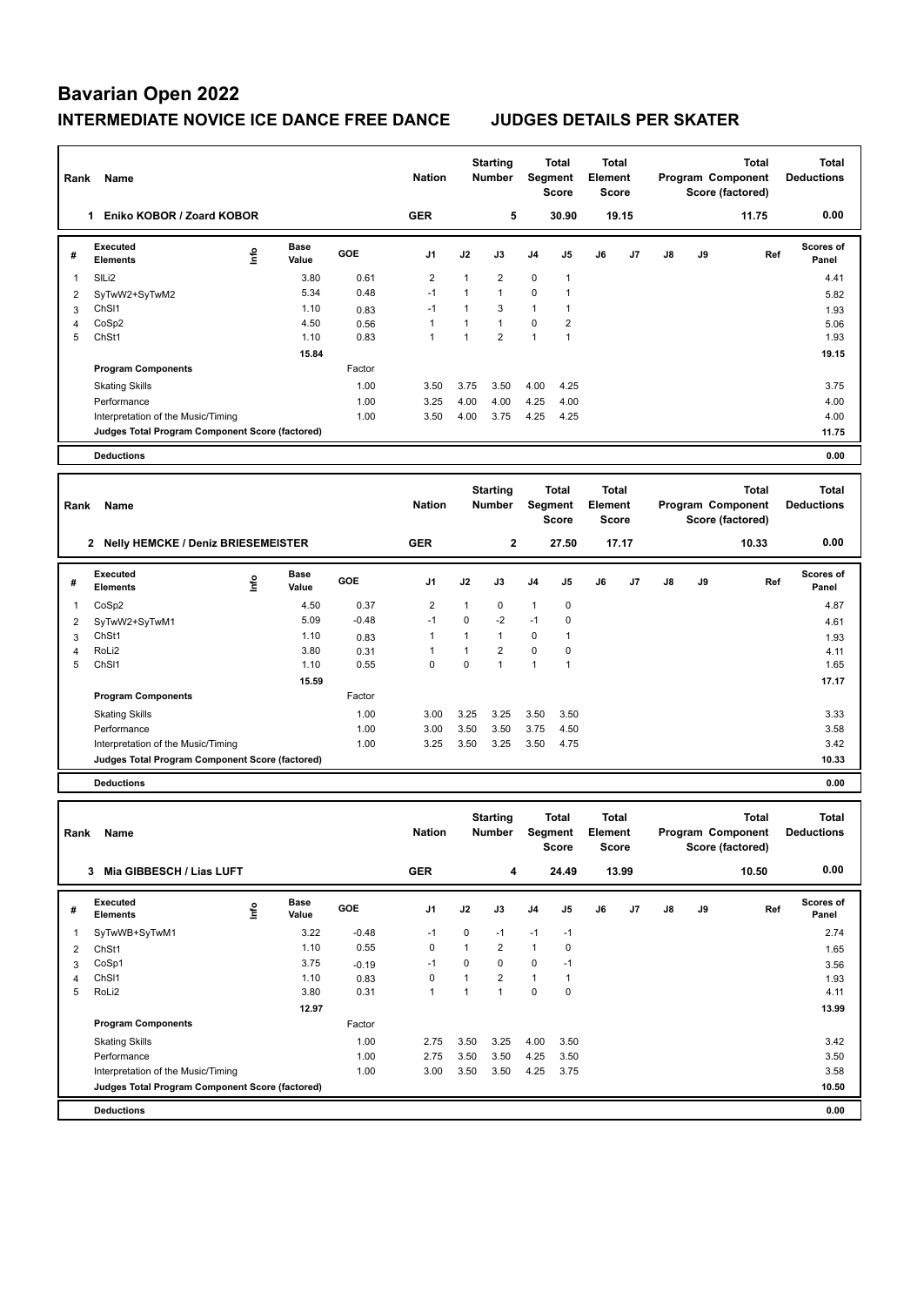# Bavarian Open 2022

## INTERMEDIATE NOVICE ICE DANCE FREE DANCE — JUDGES DETAILS PER SKATER

| Rank | Name | Nation | Starting Number | Total Segment Score | Total Element Score | Total Program Component Score (factored) | Total Deductions |
|---|---|---|---|---|---|---|---|
| 1 | Eniko KOBOR / Zoard KOBOR | GER | 5 | 30.90 | 19.15 | 11.75 | 0.00 |

| # | Executed Elements | Info | Base Value | GOE | J1 | J2 | J3 | J4 | J5 | J6 | J7 | J8 | J9 | Ref | Scores of Panel |
|---|---|---|---|---|---|---|---|---|---|---|---|---|---|---|---|
| 1 | SlLi2 | | 3.80 | 0.61 | 2 | 1 | 2 | 0 | 1 | | | | | | 4.41 |
| 2 | SyTwW2+SyTwM2 | | 5.34 | 0.48 | -1 | 1 | 1 | 0 | 1 | | | | | | 5.82 |
| 3 | ChSl1 | | 1.10 | 0.83 | -1 | 1 | 3 | 1 | 1 | | | | | | 1.93 |
| 4 | CoSp2 | | 4.50 | 0.56 | 1 | 1 | 1 | 0 | 2 | | | | | | 5.06 |
| 5 | ChSt1 | | 1.10 | 0.83 | 1 | 1 | 2 | 1 | 1 | | | | | | 1.93 |
| | | | 15.84 | | | | | | | | | | | | 19.15 |
| | **Program Components** | | | Factor | | | | | | | | | | | |
| | Skating Skills | | | 1.00 | 3.50 | 3.75 | 3.50 | 4.00 | 4.25 | | | | | | 3.75 |
| | Performance | | | 1.00 | 3.25 | 4.00 | 4.00 | 4.25 | 4.00 | | | | | | 4.00 |
| | Interpretation of the Music/Timing | | | 1.00 | 3.50 | 4.00 | 3.75 | 4.25 | 4.25 | | | | | | 4.00 |
| | **Judges Total Program Component Score (factored)** | | | | | | | | | | | | | | 11.75 |
| | **Deductions** | | | | | | | | | | | | | | 0.00 |

| Rank | Name | Nation | Starting Number | Total Segment Score | Total Element Score | Total Program Component Score (factored) | Total Deductions |
|---|---|---|---|---|---|---|---|
| 2 | Nelly HEMCKE / Deniz BRIESEMEISTER | GER | 2 | 27.50 | 17.17 | 10.33 | 0.00 |

| # | Executed Elements | Info | Base Value | GOE | J1 | J2 | J3 | J4 | J5 | J6 | J7 | J8 | J9 | Ref | Scores of Panel |
|---|---|---|---|---|---|---|---|---|---|---|---|---|---|---|---|
| 1 | CoSp2 | | 4.50 | 0.37 | 2 | 1 | 0 | 1 | 0 | | | | | | 4.87 |
| 2 | SyTwW2+SyTwM1 | | 5.09 | -0.48 | -1 | 0 | -2 | -1 | 0 | | | | | | 4.61 |
| 3 | ChSt1 | | 1.10 | 0.83 | 1 | 1 | 1 | 0 | 1 | | | | | | 1.93 |
| 4 | RoLi2 | | 3.80 | 0.31 | 1 | 1 | 2 | 0 | 0 | | | | | | 4.11 |
| 5 | ChSl1 | | 1.10 | 0.55 | 0 | 0 | 1 | 1 | 1 | | | | | | 1.65 |
| | | | 15.59 | | | | | | | | | | | | 17.17 |
| | **Program Components** | | | Factor | | | | | | | | | | | |
| | Skating Skills | | | 1.00 | 3.00 | 3.25 | 3.25 | 3.50 | 3.50 | | | | | | 3.33 |
| | Performance | | | 1.00 | 3.00 | 3.50 | 3.50 | 3.75 | 4.50 | | | | | | 3.58 |
| | Interpretation of the Music/Timing | | | 1.00 | 3.25 | 3.50 | 3.25 | 3.50 | 4.75 | | | | | | 3.42 |
| | **Judges Total Program Component Score (factored)** | | | | | | | | | | | | | | 10.33 |
| | **Deductions** | | | | | | | | | | | | | | 0.00 |

| Rank | Name | Nation | Starting Number | Total Segment Score | Total Element Score | Total Program Component Score (factored) | Total Deductions |
|---|---|---|---|---|---|---|---|
| 3 | Mia GIBBESCH / Lias LUFT | GER | 4 | 24.49 | 13.99 | 10.50 | 0.00 |

| # | Executed Elements | Info | Base Value | GOE | J1 | J2 | J3 | J4 | J5 | J6 | J7 | J8 | J9 | Ref | Scores of Panel |
|---|---|---|---|---|---|---|---|---|---|---|---|---|---|---|---|
| 1 | SyTwWB+SyTwM1 | | 3.22 | -0.48 | -1 | 0 | -1 | -1 | -1 | | | | | | 2.74 |
| 2 | ChSt1 | | 1.10 | 0.55 | 0 | 1 | 2 | 1 | 0 | | | | | | 1.65 |
| 3 | CoSp1 | | 3.75 | -0.19 | -1 | 0 | 0 | 0 | -1 | | | | | | 3.56 |
| 4 | ChSl1 | | 1.10 | 0.83 | 0 | 1 | 2 | 1 | 1 | | | | | | 1.93 |
| 5 | RoLi2 | | 3.80 | 0.31 | 1 | 1 | 1 | 0 | 0 | | | | | | 4.11 |
| | | | 12.97 | | | | | | | | | | | | 13.99 |
| | **Program Components** | | | Factor | | | | | | | | | | | |
| | Skating Skills | | | 1.00 | 2.75 | 3.50 | 3.25 | 4.00 | 3.50 | | | | | | 3.42 |
| | Performance | | | 1.00 | 2.75 | 3.50 | 3.50 | 4.25 | 3.50 | | | | | | 3.50 |
| | Interpretation of the Music/Timing | | | 1.00 | 3.00 | 3.50 | 3.50 | 4.25 | 3.75 | | | | | | 3.58 |
| | **Judges Total Program Component Score (factored)** | | | | | | | | | | | | | | 10.50 |
| | **Deductions** | | | | | | | | | | | | | | 0.00 |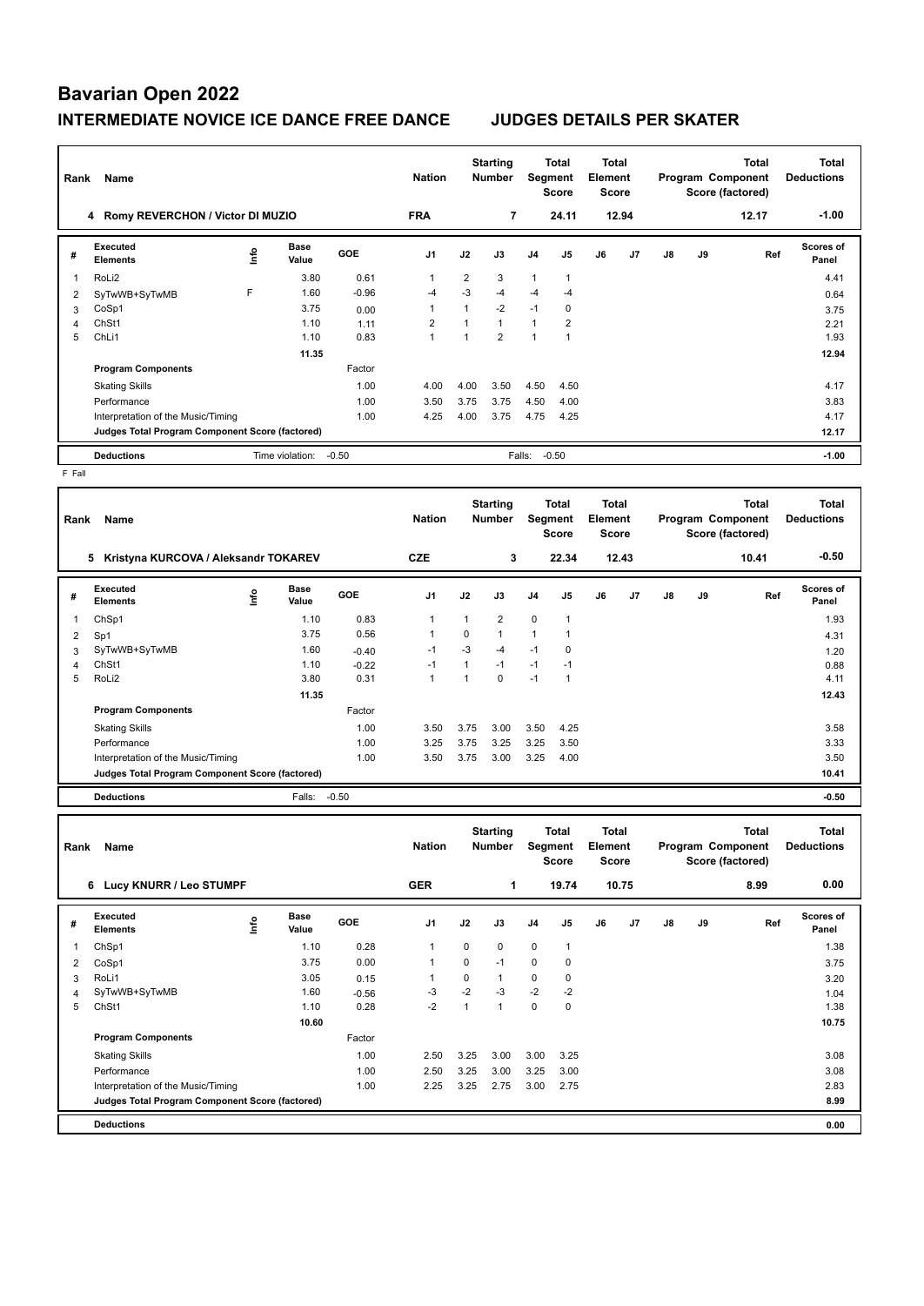# Bavarian Open 2022

## INTERMEDIATE NOVICE ICE DANCE FREE DANCE JUDGES DETAILS PER SKATER

| Rank | Name | Nation | Starting Number | Total Segment Score | Total Element Score | Total Program Component Score (factored) | Total Deductions |
|---|---|---|---|---|---|---|---|
| 4 | Romy REVERCHON / Victor DI MUZIO | FRA | 7 | 24.11 | 12.94 | 12.17 | -1.00 |

| # | Executed Elements | Info | Base Value | GOE | J1 | J2 | J3 | J4 | J5 | J6 | J7 | J8 | J9 | Ref | Scores of Panel |
|---|---|---|---|---|---|---|---|---|---|---|---|---|---|---|---|
| 1 | RoLi2 | | 3.80 | 0.61 | 1 | 2 | 3 | 1 | 1 | | | | | | 4.41 |
| 2 | SyTwWB+SyTwMB | F | 1.60 | -0.96 | -4 | -3 | -4 | -4 | -4 | | | | | | 0.64 |
| 3 | CoSp1 | | 3.75 | 0.00 | 1 | 1 | -2 | -1 | 0 | | | | | | 3.75 |
| 4 | ChSt1 | | 1.10 | 1.11 | 2 | 1 | 1 | 1 | 2 | | | | | | 2.21 |
| 5 | ChLi1 | | 1.10 | 0.83 | 1 | 1 | 2 | 1 | 1 | | | | | | 1.93 |
| | | | 11.35 | | | | | | | | | | | | 12.94 |
| | **Program Components** | | | Factor | | | | | | | | | | | |
| | Skating Skills | | | 1.00 | 4.00 | 4.00 | 3.50 | 4.50 | 4.50 | | | | | | 4.17 |
| | Performance | | | 1.00 | 3.50 | 3.75 | 3.75 | 4.50 | 4.00 | | | | | | 3.83 |
| | Interpretation of the Music/Timing | | | 1.00 | 4.25 | 4.00 | 3.75 | 4.75 | 4.25 | | | | | | 4.17 |
| | **Judges Total Program Component Score (factored)** | | | | | | | | | | | | | | 12.17 |
| | **Deductions** | | Time violation: -0.50 | | | | Falls: -0.50 | | | | | | | | -1.00 |

F Fall

| Rank | Name | Nation | Starting Number | Total Segment Score | Total Element Score | Total Program Component Score (factored) | Total Deductions |
|---|---|---|---|---|---|---|---|
| 5 | Kristyna KURCOVA / Aleksandr TOKAREV | CZE | 3 | 22.34 | 12.43 | 10.41 | -0.50 |

| # | Executed Elements | Info | Base Value | GOE | J1 | J2 | J3 | J4 | J5 | J6 | J7 | J8 | J9 | Ref | Scores of Panel |
|---|---|---|---|---|---|---|---|---|---|---|---|---|---|---|---|
| 1 | ChSp1 | | 1.10 | 0.83 | 1 | 1 | 2 | 0 | 1 | | | | | | 1.93 |
| 2 | Sp1 | | 3.75 | 0.56 | 1 | 0 | 1 | 1 | 1 | | | | | | 4.31 |
| 3 | SyTwWB+SyTwMB | | 1.60 | -0.40 | -1 | -3 | -4 | -1 | 0 | | | | | | 1.20 |
| 4 | ChSt1 | | 1.10 | -0.22 | -1 | 1 | -1 | -1 | -1 | | | | | | 0.88 |
| 5 | RoLi2 | | 3.80 | 0.31 | 1 | 1 | 0 | -1 | 1 | | | | | | 4.11 |
| | | | 11.35 | | | | | | | | | | | | 12.43 |
| | **Program Components** | | | Factor | | | | | | | | | | | |
| | Skating Skills | | | 1.00 | 3.50 | 3.75 | 3.00 | 3.50 | 4.25 | | | | | | 3.58 |
| | Performance | | | 1.00 | 3.25 | 3.75 | 3.25 | 3.25 | 3.50 | | | | | | 3.33 |
| | Interpretation of the Music/Timing | | | 1.00 | 3.50 | 3.75 | 3.00 | 3.25 | 4.00 | | | | | | 3.50 |
| | **Judges Total Program Component Score (factored)** | | | | | | | | | | | | | | 10.41 |
| | **Deductions** | | Falls: -0.50 | | | | | | | | | | | | -0.50 |

| Rank | Name | Nation | Starting Number | Total Segment Score | Total Element Score | Total Program Component Score (factored) | Total Deductions |
|---|---|---|---|---|---|---|---|
| 6 | Lucy KNURR / Leo STUMPF | GER | 1 | 19.74 | 10.75 | 8.99 | 0.00 |

| # | Executed Elements | Info | Base Value | GOE | J1 | J2 | J3 | J4 | J5 | J6 | J7 | J8 | J9 | Ref | Scores of Panel |
|---|---|---|---|---|---|---|---|---|---|---|---|---|---|---|---|
| 1 | ChSp1 | | 1.10 | 0.28 | 1 | 0 | 0 | 0 | 1 | | | | | | 1.38 |
| 2 | CoSp1 | | 3.75 | 0.00 | 1 | 0 | -1 | 0 | 0 | | | | | | 3.75 |
| 3 | RoLi1 | | 3.05 | 0.15 | 1 | 0 | 1 | 0 | 0 | | | | | | 3.20 |
| 4 | SyTwWB+SyTwMB | | 1.60 | -0.56 | -3 | -2 | -3 | -2 | -2 | | | | | | 1.04 |
| 5 | ChSt1 | | 1.10 | 0.28 | -2 | 1 | 1 | 0 | 0 | | | | | | 1.38 |
| | | | 10.60 | | | | | | | | | | | | 10.75 |
| | **Program Components** | | | Factor | | | | | | | | | | | |
| | Skating Skills | | | 1.00 | 2.50 | 3.25 | 3.00 | 3.00 | 3.25 | | | | | | 3.08 |
| | Performance | | | 1.00 | 2.50 | 3.25 | 3.00 | 3.25 | 3.00 | | | | | | 3.08 |
| | Interpretation of the Music/Timing | | | 1.00 | 2.25 | 3.25 | 2.75 | 3.00 | 2.75 | | | | | | 2.83 |
| | **Judges Total Program Component Score (factored)** | | | | | | | | | | | | | | 8.99 |
| | **Deductions** | | | | | | | | | | | | | | 0.00 |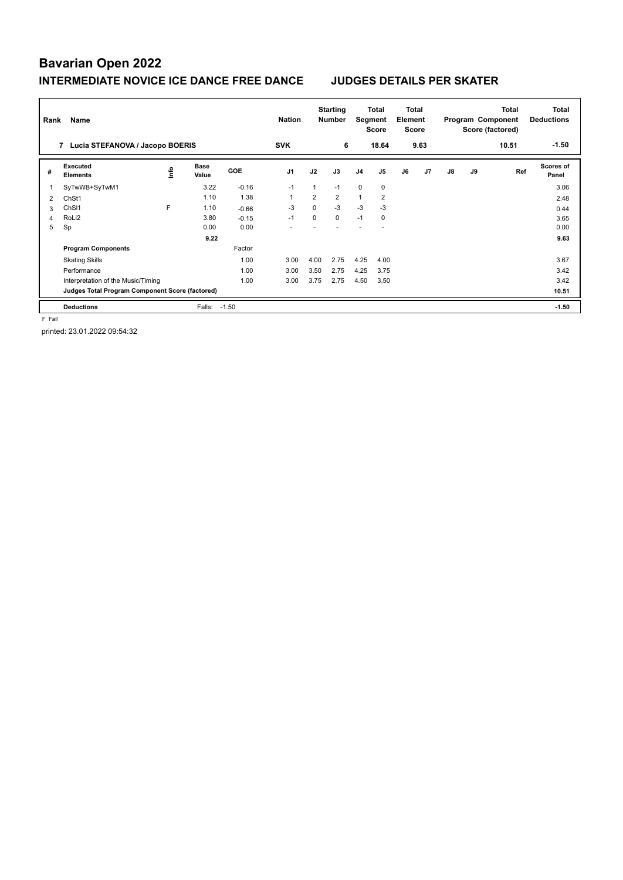# Bavarian Open 2022

## INTERMEDIATE NOVICE ICE DANCE FREE DANCE JUDGES DETAILS PER SKATER

| Rank | Name | Nation | Starting Number | Total Segment Score | Total Element Score | Total Program Component Score (factored) | Total Deductions |
|---|---|---|---|---|---|---|---|
| 7 | Lucia STEFANOVA / Jacopo BOERIS | SVK | 6 | 18.64 | 9.63 | 10.51 | -1.50 |

| # | Executed Elements | Info | Base Value | GOE | J1 | J2 | J3 | J4 | J5 | J6 | J7 | J8 | J9 | Ref | Scores of Panel |
|---|---|---|---|---|---|---|---|---|---|---|---|---|---|---|---|
| 1 | SyTwWB+SyTwM1 | | 3.22 | -0.16 | -1 | 1 | -1 | 0 | 0 | | | | | | 3.06 |
| 2 | ChSt1 | | 1.10 | 1.38 | 1 | 2 | 2 | 1 | 2 | | | | | | 2.48 |
| 3 | ChSl1 | F | 1.10 | -0.66 | -3 | 0 | -3 | -3 | -3 | | | | | | 0.44 |
| 4 | RoLi2 | | 3.80 | -0.15 | -1 | 0 | 0 | -1 | 0 | | | | | | 3.65 |
| 5 | Sp | | 0.00 | 0.00 | - | - | - | - | - | | | | | | 0.00 |
| | | | 9.22 | | | | | | | | | | | | 9.63 |
| | **Program Components** | | | Factor | | | | | | | | | | | |
| | Skating Skills | | | 1.00 | 3.00 | 4.00 | 2.75 | 4.25 | 4.00 | | | | | | 3.67 |
| | Performance | | | 1.00 | 3.00 | 3.50 | 2.75 | 4.25 | 3.75 | | | | | | 3.42 |
| | Interpretation of the Music/Timing | | | 1.00 | 3.00 | 3.75 | 2.75 | 4.50 | 3.50 | | | | | | 3.42 |
| | **Judges Total Program Component Score (factored)** | | | | | | | | | | | | | | 10.51 |
| | **Deductions** | | Falls: | -1.50 | | | | | | | | | | | -1.50 |

F Fall

printed: 23.01.2022 09:54:32